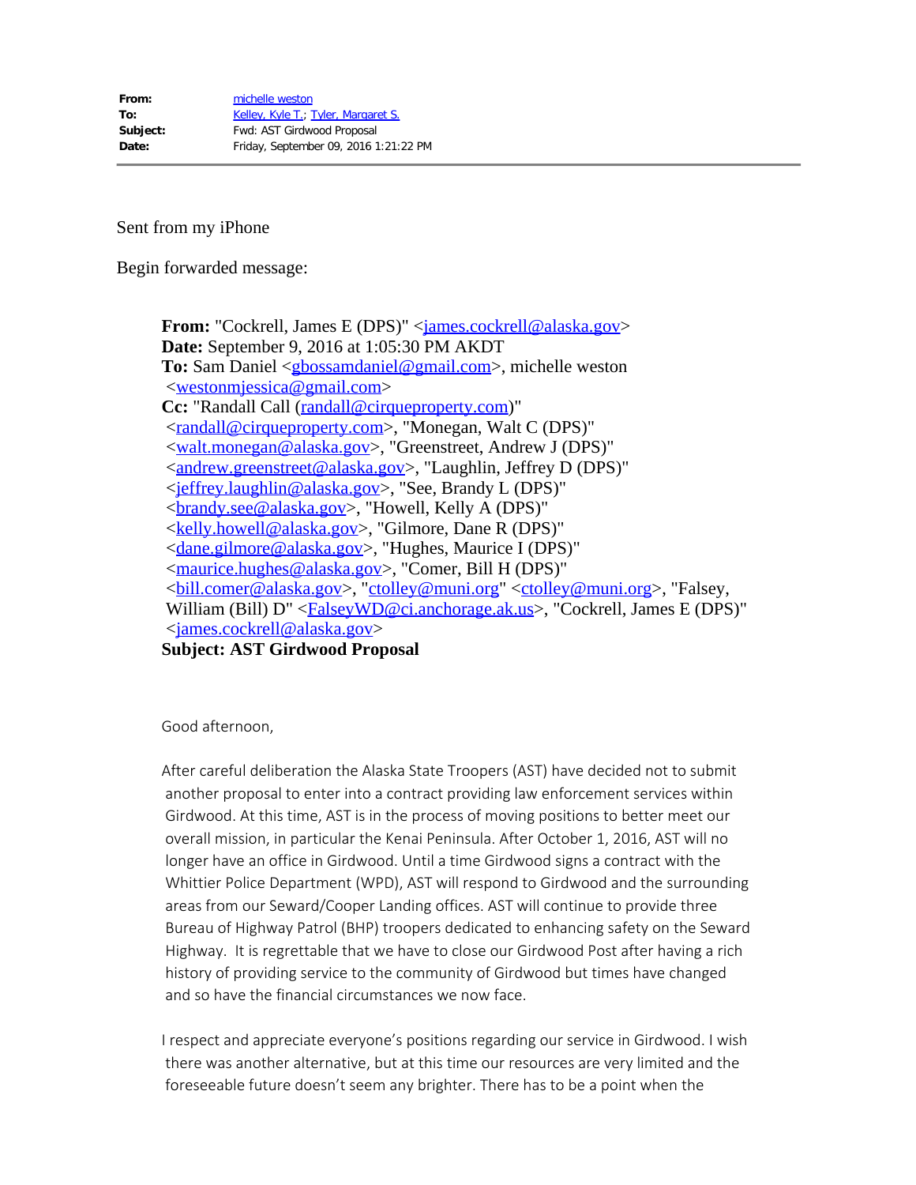**From:** michelle weston
**To:** Kelley, Kyle T.; Tyler, Margaret S.
**Subject:** Fwd: AST Girdwood Proposal
**Date:** Friday, September 09, 2016 1:21:22 PM

---

Sent from my iPhone

Begin forwarded message:

> **From:** "Cockrell, James E (DPS)" <james.cockrell@alaska.gov>
> **Date:** September 9, 2016 at 1:05:30 PM AKDT
> **To:** Sam Daniel <gbossamdaniel@gmail.com>, michelle weston <westonmjessica@gmail.com>
> **Cc:** "Randall Call (randall@cirqueproperty.com)" <randall@cirqueproperty.com>, "Monegan, Walt C (DPS)" <walt.monegan@alaska.gov>, "Greenstreet, Andrew J (DPS)" <andrew.greenstreet@alaska.gov>, "Laughlin, Jeffrey D (DPS)" <jeffrey.laughlin@alaska.gov>, "See, Brandy L (DPS)" <brandy.see@alaska.gov>, "Howell, Kelly A (DPS)" <kelly.howell@alaska.gov>, "Gilmore, Dane R (DPS)" <dane.gilmore@alaska.gov>, "Hughes, Maurice I (DPS)" <maurice.hughes@alaska.gov>, "Comer, Bill H (DPS)" <bill.comer@alaska.gov>, "ctolley@muni.org" <ctolley@muni.org>, "Falsey, William (Bill) D" <FalseyWD@ci.anchorage.ak.us>, "Cockrell, James E (DPS)" <james.cockrell@alaska.gov>
> **Subject: AST Girdwood Proposal**
>
> Good afternoon,
>
> After careful deliberation the Alaska State Troopers (AST) have decided not to submit another proposal to enter into a contract providing law enforcement services within Girdwood. At this time, AST is in the process of moving positions to better meet our overall mission, in particular the Kenai Peninsula. After October 1, 2016, AST will no longer have an office in Girdwood. Until a time Girdwood signs a contract with the Whittier Police Department (WPD), AST will respond to Girdwood and the surrounding areas from our Seward/Cooper Landing offices. AST will continue to provide three Bureau of Highway Patrol (BHP) troopers dedicated to enhancing safety on the Seward Highway. It is regrettable that we have to close our Girdwood Post after having a rich history of providing service to the community of Girdwood but times have changed and so have the financial circumstances we now face.
>
> I respect and appreciate everyone's positions regarding our service in Girdwood. I wish there was another alternative, but at this time our resources are very limited and the foreseeable future doesn't seem any brighter. There has to be a point when the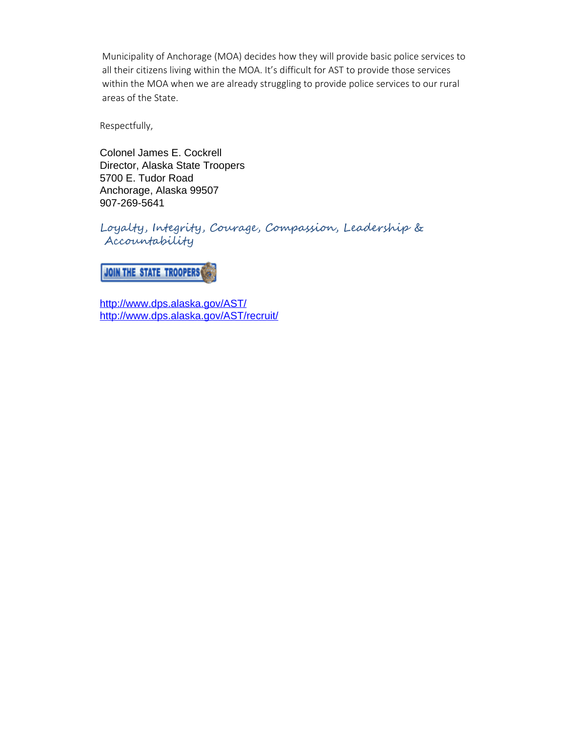Municipality of Anchorage (MOA) decides how they will provide basic police services to all their citizens living within the MOA. It's difficult for AST to provide those services within the MOA when we are already struggling to provide police services to our rural areas of the State.

Respectfully,

Colonel James E. Cockrell
Director, Alaska State Troopers
5700 E. Tudor Road
Anchorage, Alaska 99507
907-269-5641

*Loyalty, Integrity, Courage, Compassion, Leadership & Accountability*

JOIN THE STATE TROOPERS

http://www.dps.alaska.gov/AST/
http://www.dps.alaska.gov/AST/recruit/